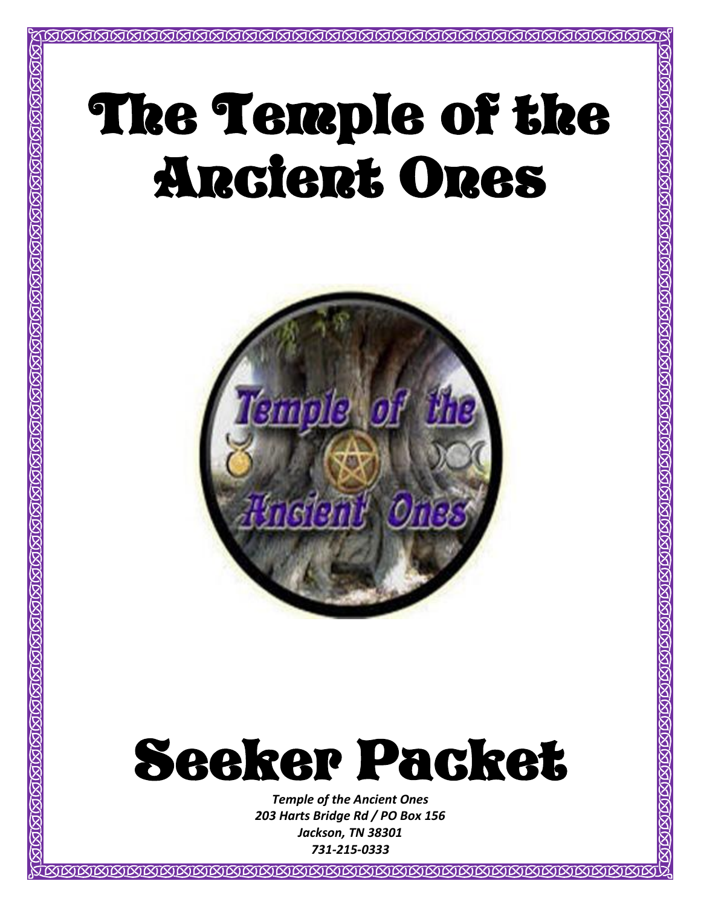# The Temple of the Ancient Ones

# Seeker Packet

*Temple of the Ancient Ones*
*203 Harts Bridge Rd / PO Box 156*
*Jackson, TN 38301*
*731-215-0333*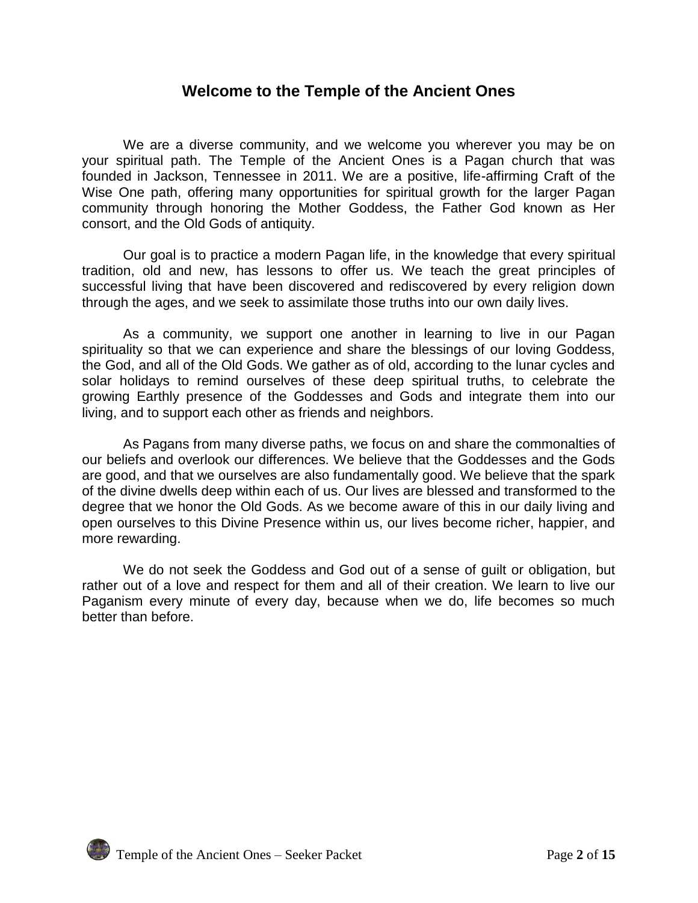## Welcome to the Temple of the Ancient Ones

We are a diverse community, and we welcome you wherever you may be on your spiritual path. The Temple of the Ancient Ones is a Pagan church that was founded in Jackson, Tennessee in 2011. We are a positive, life-affirming Craft of the Wise One path, offering many opportunities for spiritual growth for the larger Pagan community through honoring the Mother Goddess, the Father God known as Her consort, and the Old Gods of antiquity.

Our goal is to practice a modern Pagan life, in the knowledge that every spiritual tradition, old and new, has lessons to offer us. We teach the great principles of successful living that have been discovered and rediscovered by every religion down through the ages, and we seek to assimilate those truths into our own daily lives.

As a community, we support one another in learning to live in our Pagan spirituality so that we can experience and share the blessings of our loving Goddess, the God, and all of the Old Gods. We gather as of old, according to the lunar cycles and solar holidays to remind ourselves of these deep spiritual truths, to celebrate the growing Earthly presence of the Goddesses and Gods and integrate them into our living, and to support each other as friends and neighbors.

As Pagans from many diverse paths, we focus on and share the commonalties of our beliefs and overlook our differences. We believe that the Goddesses and the Gods are good, and that we ourselves are also fundamentally good. We believe that the spark of the divine dwells deep within each of us. Our lives are blessed and transformed to the degree that we honor the Old Gods. As we become aware of this in our daily living and open ourselves to this Divine Presence within us, our lives become richer, happier, and more rewarding.

We do not seek the Goddess and God out of a sense of guilt or obligation, but rather out of a love and respect for them and all of their creation. We learn to live our Paganism every minute of every day, because when we do, life becomes so much better than before.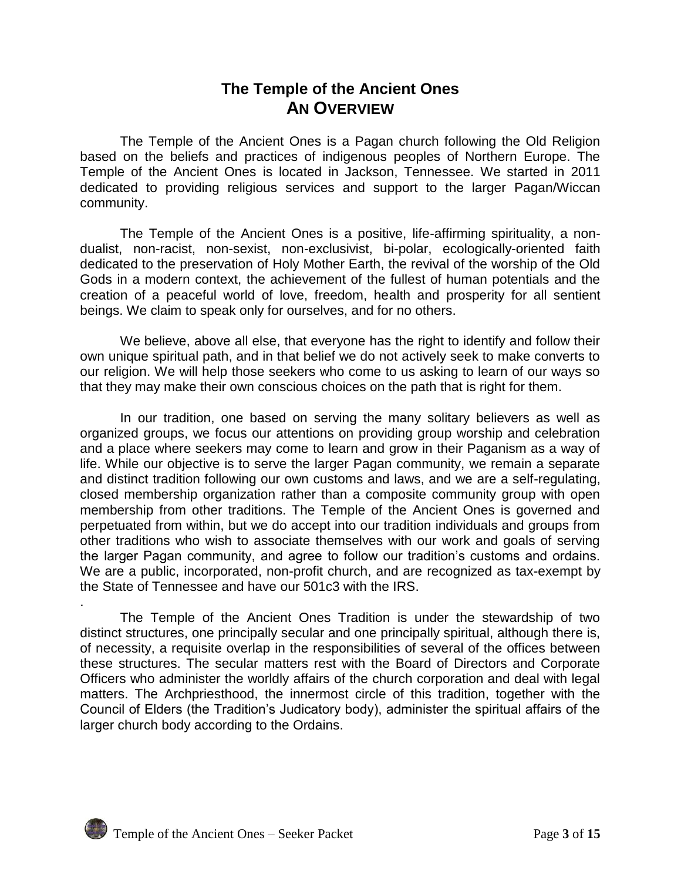# The Temple of the Ancient Ones
## AN OVERVIEW

The Temple of the Ancient Ones is a Pagan church following the Old Religion based on the beliefs and practices of indigenous peoples of Northern Europe. The Temple of the Ancient Ones is located in Jackson, Tennessee. We started in 2011 dedicated to providing religious services and support to the larger Pagan/Wiccan community.

The Temple of the Ancient Ones is a positive, life-affirming spirituality, a non-dualist, non-racist, non-sexist, non-exclusivist, bi-polar, ecologically-oriented faith dedicated to the preservation of Holy Mother Earth, the revival of the worship of the Old Gods in a modern context, the achievement of the fullest of human potentials and the creation of a peaceful world of love, freedom, health and prosperity for all sentient beings. We claim to speak only for ourselves, and for no others.

We believe, above all else, that everyone has the right to identify and follow their own unique spiritual path, and in that belief we do not actively seek to make converts to our religion. We will help those seekers who come to us asking to learn of our ways so that they may make their own conscious choices on the path that is right for them.

In our tradition, one based on serving the many solitary believers as well as organized groups, we focus our attentions on providing group worship and celebration and a place where seekers may come to learn and grow in their Paganism as a way of life. While our objective is to serve the larger Pagan community, we remain a separate and distinct tradition following our own customs and laws, and we are a self-regulating, closed membership organization rather than a composite community group with open membership from other traditions. The Temple of the Ancient Ones is governed and perpetuated from within, but we do accept into our tradition individuals and groups from other traditions who wish to associate themselves with our work and goals of serving the larger Pagan community, and agree to follow our tradition's customs and ordains. We are a public, incorporated, non-profit church, and are recognized as tax-exempt by the State of Tennessee and have our 501c3 with the IRS.

.

The Temple of the Ancient Ones Tradition is under the stewardship of two distinct structures, one principally secular and one principally spiritual, although there is, of necessity, a requisite overlap in the responsibilities of several of the offices between these structures. The secular matters rest with the Board of Directors and Corporate Officers who administer the worldly affairs of the church corporation and deal with legal matters. The Archpriesthood, the innermost circle of this tradition, together with the Council of Elders (the Tradition's Judicatory body), administer the spiritual affairs of the larger church body according to the Ordains.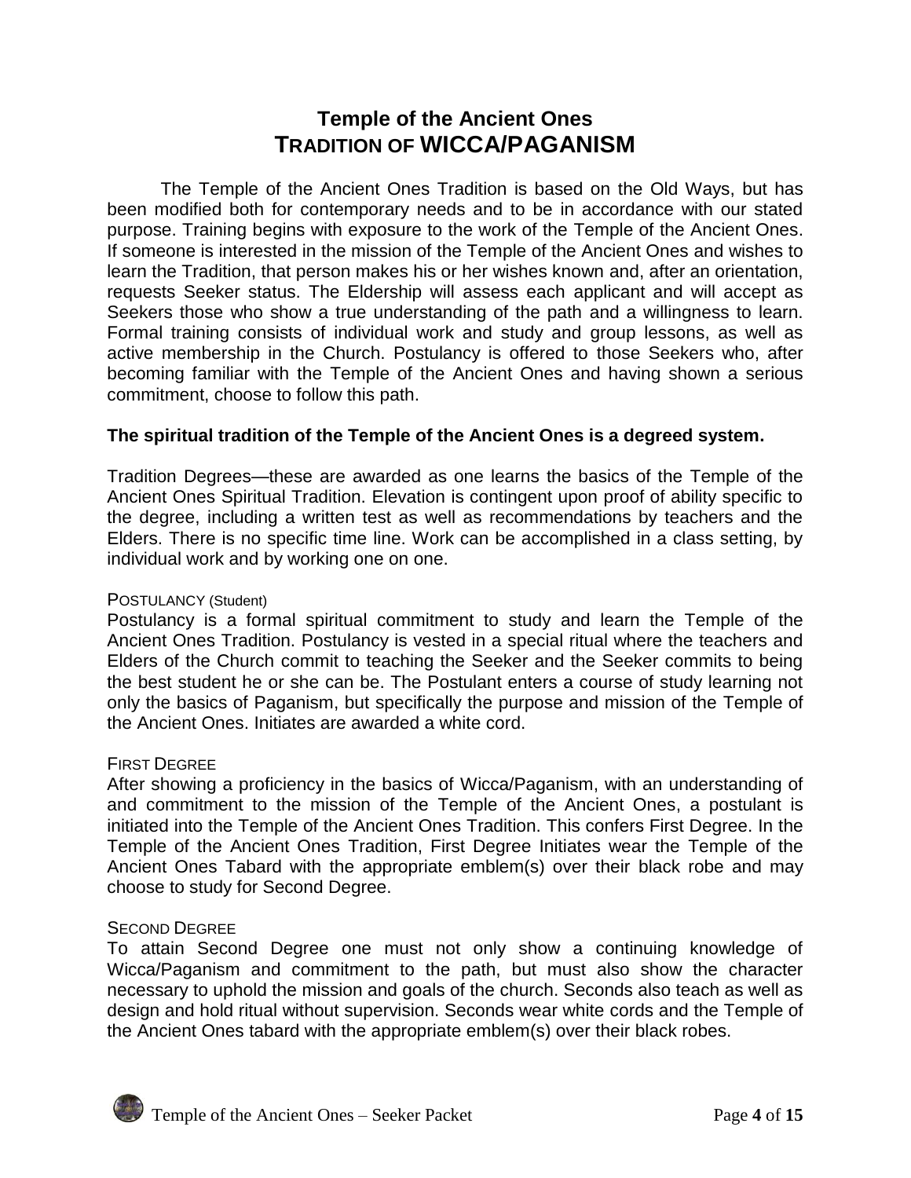# Temple of the Ancient Ones
# TRADITION OF WICCA/PAGANISM

The Temple of the Ancient Ones Tradition is based on the Old Ways, but has been modified both for contemporary needs and to be in accordance with our stated purpose. Training begins with exposure to the work of the Temple of the Ancient Ones. If someone is interested in the mission of the Temple of the Ancient Ones and wishes to learn the Tradition, that person makes his or her wishes known and, after an orientation, requests Seeker status. The Eldership will assess each applicant and will accept as Seekers those who show a true understanding of the path and a willingness to learn. Formal training consists of individual work and study and group lessons, as well as active membership in the Church. Postulancy is offered to those Seekers who, after becoming familiar with the Temple of the Ancient Ones and having shown a serious commitment, choose to follow this path.

**The spiritual tradition of the Temple of the Ancient Ones is a degreed system.**

Tradition Degrees—these are awarded as one learns the basics of the Temple of the Ancient Ones Spiritual Tradition. Elevation is contingent upon proof of ability specific to the degree, including a written test as well as recommendations by teachers and the Elders. There is no specific time line. Work can be accomplished in a class setting, by individual work and by working one on one.

### POSTULANCY (Student)

Postulancy is a formal spiritual commitment to study and learn the Temple of the Ancient Ones Tradition. Postulancy is vested in a special ritual where the teachers and Elders of the Church commit to teaching the Seeker and the Seeker commits to being the best student he or she can be. The Postulant enters a course of study learning not only the basics of Paganism, but specifically the purpose and mission of the Temple of the Ancient Ones. Initiates are awarded a white cord.

### FIRST DEGREE

After showing a proficiency in the basics of Wicca/Paganism, with an understanding of and commitment to the mission of the Temple of the Ancient Ones, a postulant is initiated into the Temple of the Ancient Ones Tradition. This confers First Degree. In the Temple of the Ancient Ones Tradition, First Degree Initiates wear the Temple of the Ancient Ones Tabard with the appropriate emblem(s) over their black robe and may choose to study for Second Degree.

### SECOND DEGREE

To attain Second Degree one must not only show a continuing knowledge of Wicca/Paganism and commitment to the path, but must also show the character necessary to uphold the mission and goals of the church. Seconds also teach as well as design and hold ritual without supervision. Seconds wear white cords and the Temple of the Ancient Ones tabard with the appropriate emblem(s) over their black robes.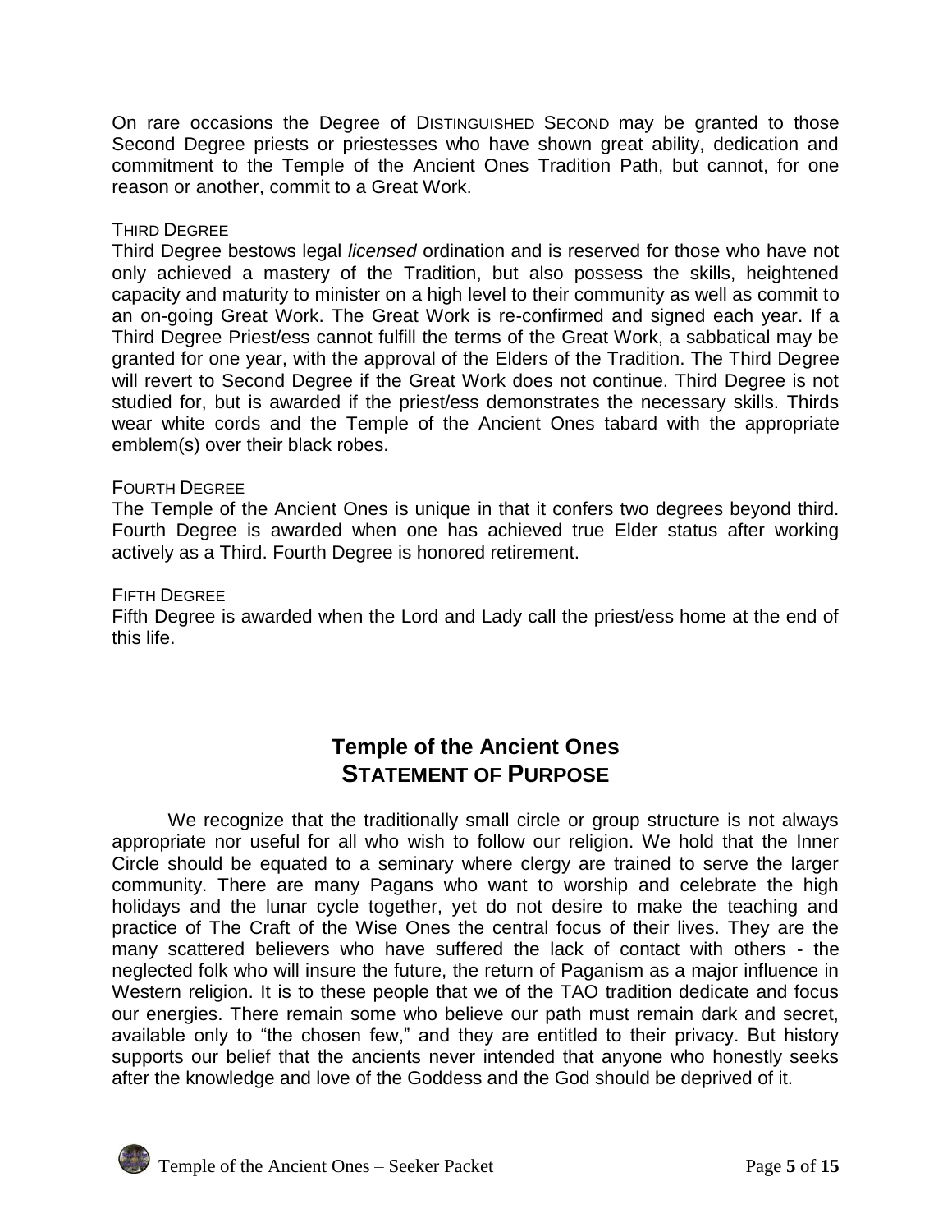On rare occasions the Degree of DISTINGUISHED SECOND may be granted to those Second Degree priests or priestesses who have shown great ability, dedication and commitment to the Temple of the Ancient Ones Tradition Path, but cannot, for one reason or another, commit to a Great Work.

### THIRD DEGREE

Third Degree bestows legal *licensed* ordination and is reserved for those who have not only achieved a mastery of the Tradition, but also possess the skills, heightened capacity and maturity to minister on a high level to their community as well as commit to an on-going Great Work. The Great Work is re-confirmed and signed each year. If a Third Degree Priest/ess cannot fulfill the terms of the Great Work, a sabbatical may be granted for one year, with the approval of the Elders of the Tradition. The Third Degree will revert to Second Degree if the Great Work does not continue. Third Degree is not studied for, but is awarded if the priest/ess demonstrates the necessary skills. Thirds wear white cords and the Temple of the Ancient Ones tabard with the appropriate emblem(s) over their black robes.

### FOURTH DEGREE

The Temple of the Ancient Ones is unique in that it confers two degrees beyond third. Fourth Degree is awarded when one has achieved true Elder status after working actively as a Third. Fourth Degree is honored retirement.

### FIFTH DEGREE

Fifth Degree is awarded when the Lord and Lady call the priest/ess home at the end of this life.

## Temple of the Ancient Ones
## STATEMENT OF PURPOSE

We recognize that the traditionally small circle or group structure is not always appropriate nor useful for all who wish to follow our religion. We hold that the Inner Circle should be equated to a seminary where clergy are trained to serve the larger community. There are many Pagans who want to worship and celebrate the high holidays and the lunar cycle together, yet do not desire to make the teaching and practice of The Craft of the Wise Ones the central focus of their lives. They are the many scattered believers who have suffered the lack of contact with others - the neglected folk who will insure the future, the return of Paganism as a major influence in Western religion. It is to these people that we of the TAO tradition dedicate and focus our energies. There remain some who believe our path must remain dark and secret, available only to "the chosen few," and they are entitled to their privacy. But history supports our belief that the ancients never intended that anyone who honestly seeks after the knowledge and love of the Goddess and the God should be deprived of it.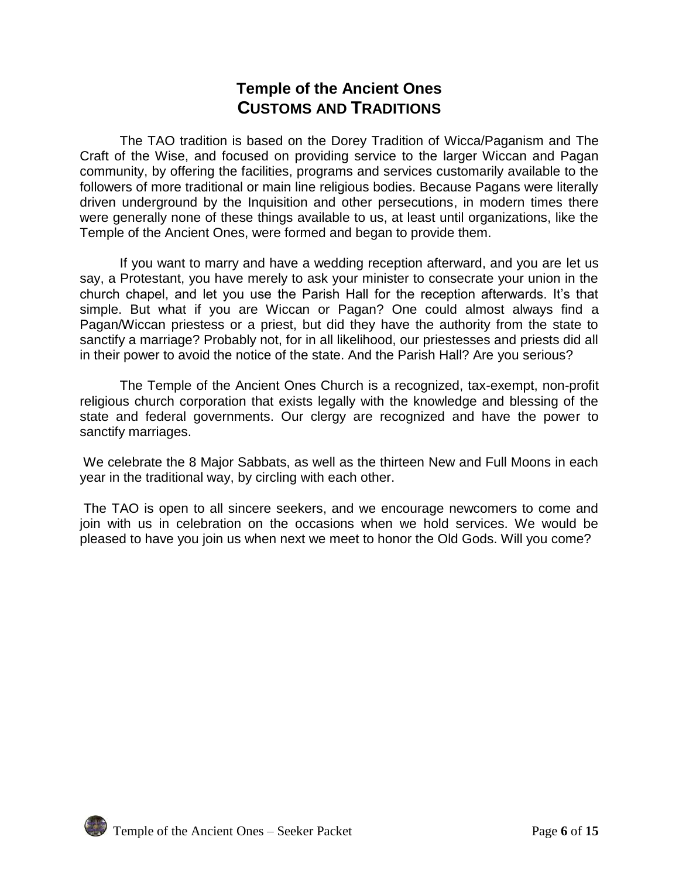# Temple of the Ancient Ones
## CUSTOMS AND TRADITIONS

The TAO tradition is based on the Dorey Tradition of Wicca/Paganism and The Craft of the Wise, and focused on providing service to the larger Wiccan and Pagan community, by offering the facilities, programs and services customarily available to the followers of more traditional or main line religious bodies. Because Pagans were literally driven underground by the Inquisition and other persecutions, in modern times there were generally none of these things available to us, at least until organizations, like the Temple of the Ancient Ones, were formed and began to provide them.

If you want to marry and have a wedding reception afterward, and you are let us say, a Protestant, you have merely to ask your minister to consecrate your union in the church chapel, and let you use the Parish Hall for the reception afterwards. It's that simple. But what if you are Wiccan or Pagan? One could almost always find a Pagan/Wiccan priestess or a priest, but did they have the authority from the state to sanctify a marriage? Probably not, for in all likelihood, our priestesses and priests did all in their power to avoid the notice of the state. And the Parish Hall? Are you serious?

The Temple of the Ancient Ones Church is a recognized, tax-exempt, non-profit religious church corporation that exists legally with the knowledge and blessing of the state and federal governments. Our clergy are recognized and have the power to sanctify marriages.

We celebrate the 8 Major Sabbats, as well as the thirteen New and Full Moons in each year in the traditional way, by circling with each other.

The TAO is open to all sincere seekers, and we encourage newcomers to come and join with us in celebration on the occasions when we hold services. We would be pleased to have you join us when next we meet to honor the Old Gods. Will you come?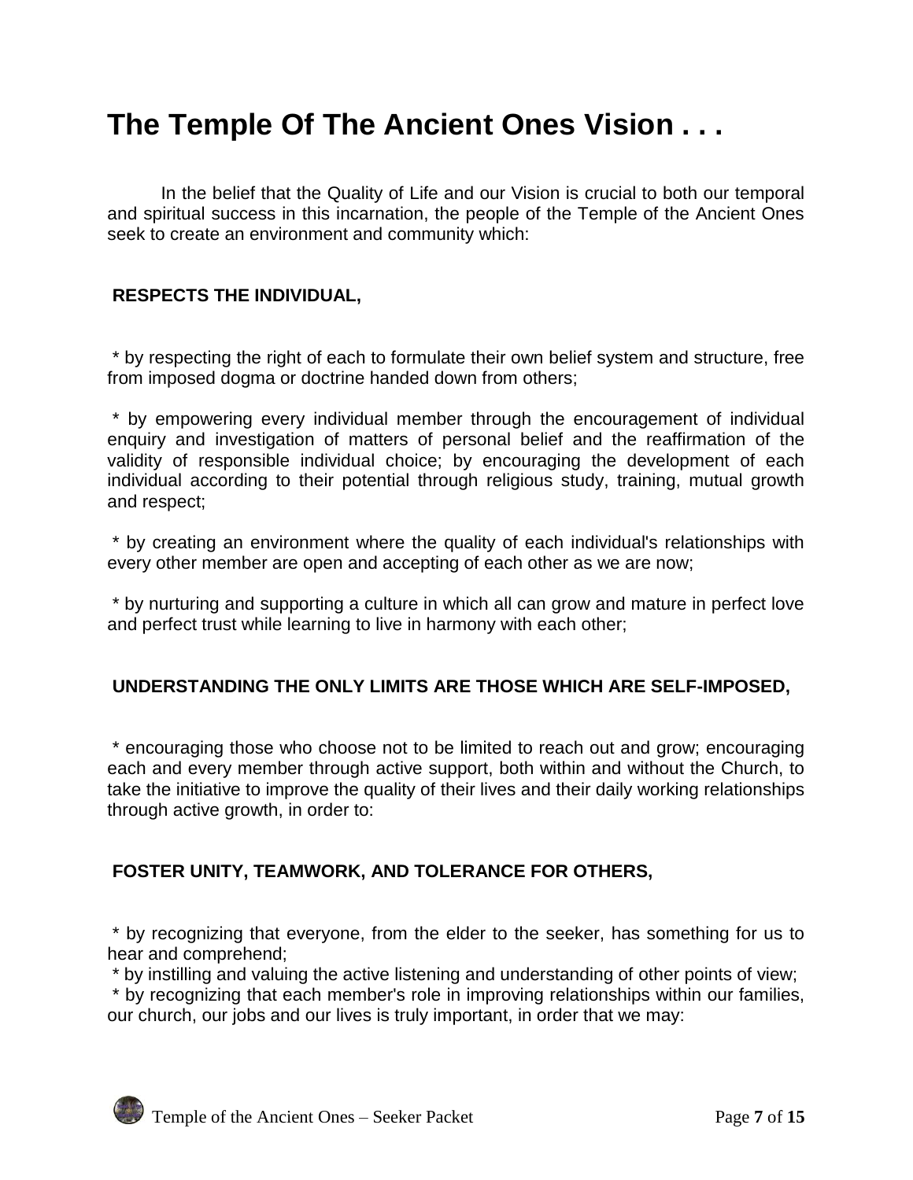# The Temple Of The Ancient Ones Vision . . .

In the belief that the Quality of Life and our Vision is crucial to both our temporal and spiritual success in this incarnation, the people of the Temple of the Ancient Ones seek to create an environment and community which:

**RESPECTS THE INDIVIDUAL,**

* by respecting the right of each to formulate their own belief system and structure, free from imposed dogma or doctrine handed down from others;

* by empowering every individual member through the encouragement of individual enquiry and investigation of matters of personal belief and the reaffirmation of the validity of responsible individual choice; by encouraging the development of each individual according to their potential through religious study, training, mutual growth and respect;

* by creating an environment where the quality of each individual's relationships with every other member are open and accepting of each other as we are now;

* by nurturing and supporting a culture in which all can grow and mature in perfect love and perfect trust while learning to live in harmony with each other;

**UNDERSTANDING THE ONLY LIMITS ARE THOSE WHICH ARE SELF-IMPOSED,**

* encouraging those who choose not to be limited to reach out and grow; encouraging each and every member through active support, both within and without the Church, to take the initiative to improve the quality of their lives and their daily working relationships through active growth, in order to:

**FOSTER UNITY, TEAMWORK, AND TOLERANCE FOR OTHERS,**

* by recognizing that everyone, from the elder to the seeker, has something for us to hear and comprehend;
* by instilling and valuing the active listening and understanding of other points of view;
* by recognizing that each member's role in improving relationships within our families, our church, our jobs and our lives is truly important, in order that we may: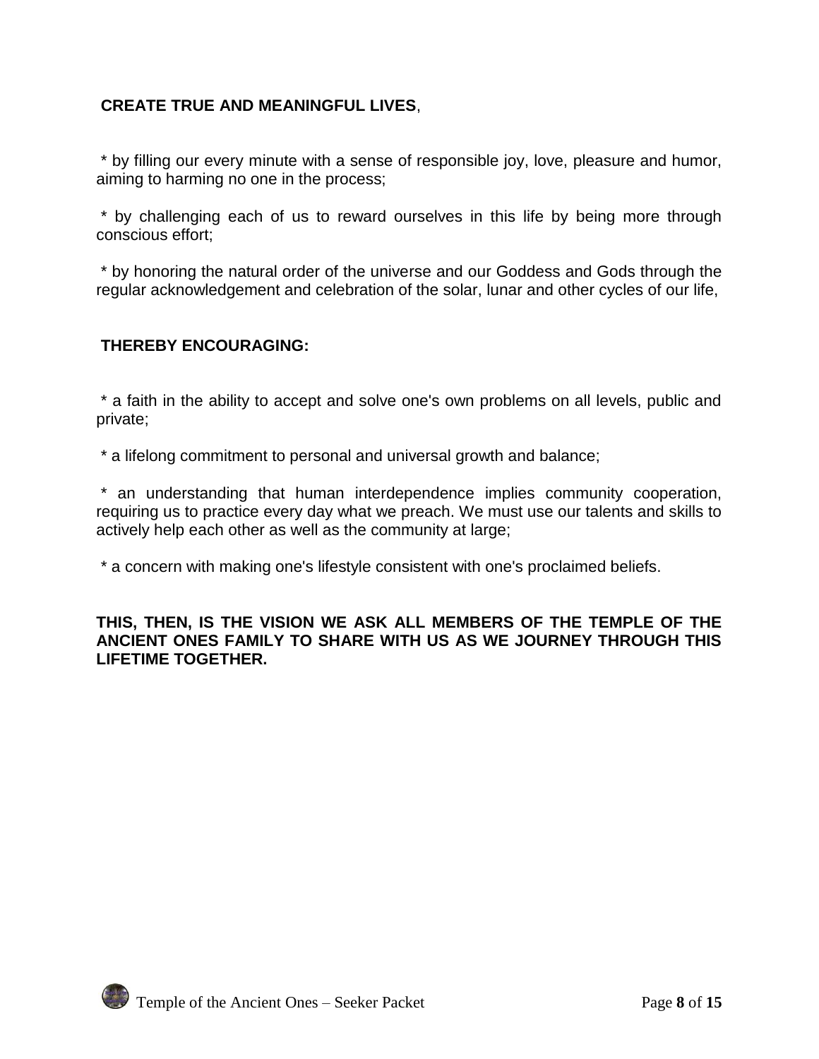**CREATE TRUE AND MEANINGFUL LIVES**,

* by filling our every minute with a sense of responsible joy, love, pleasure and humor, aiming to harming no one in the process;

* by challenging each of us to reward ourselves in this life by being more through conscious effort;

* by honoring the natural order of the universe and our Goddess and Gods through the regular acknowledgement and celebration of the solar, lunar and other cycles of our life,

**THEREBY ENCOURAGING:**

* a faith in the ability to accept and solve one's own problems on all levels, public and private;

* a lifelong commitment to personal and universal growth and balance;

* an understanding that human interdependence implies community cooperation, requiring us to practice every day what we preach. We must use our talents and skills to actively help each other as well as the community at large;

* a concern with making one's lifestyle consistent with one's proclaimed beliefs.

**THIS, THEN, IS THE VISION WE ASK ALL MEMBERS OF THE TEMPLE OF THE ANCIENT ONES FAMILY TO SHARE WITH US AS WE JOURNEY THROUGH THIS LIFETIME TOGETHER.**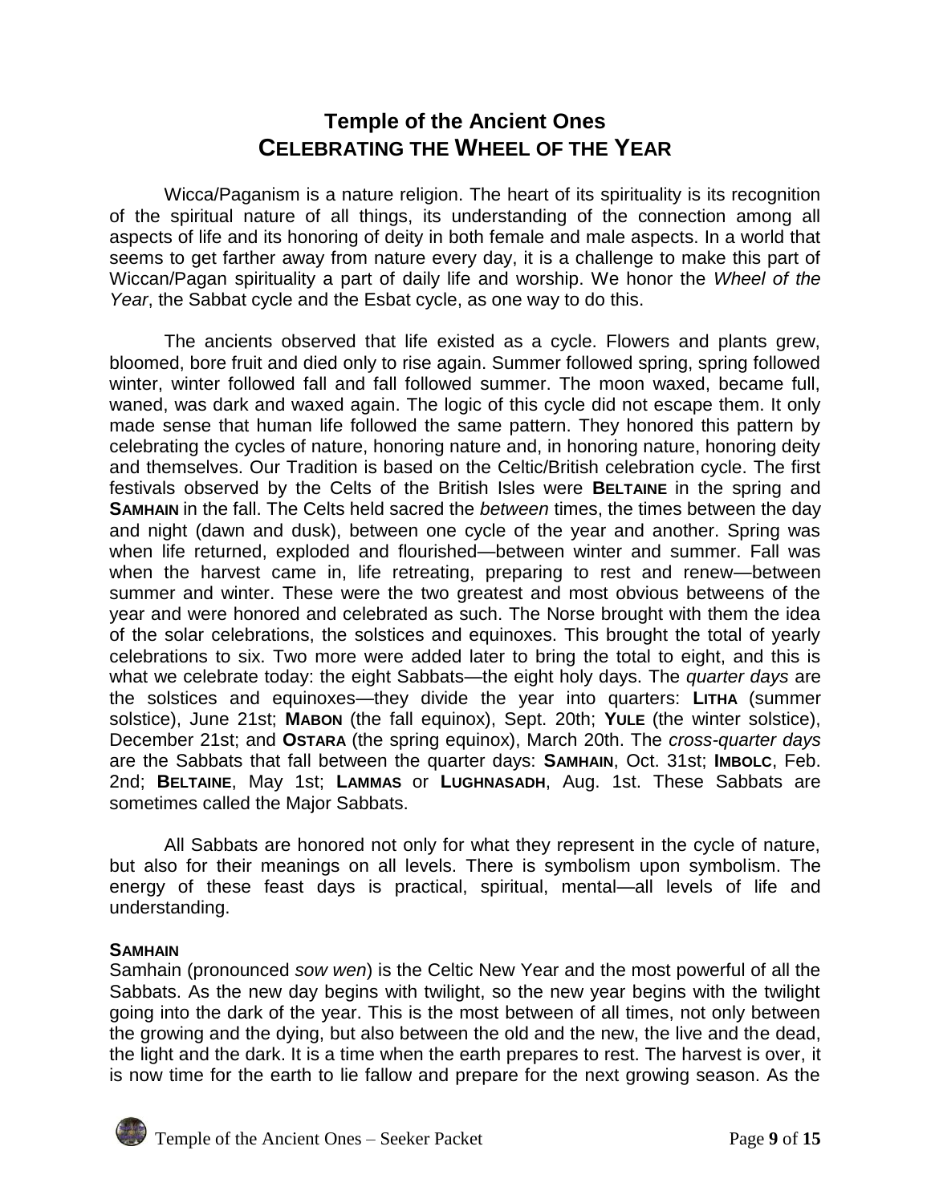# Temple of the Ancient Ones
## CELEBRATING THE WHEEL OF THE YEAR

Wicca/Paganism is a nature religion. The heart of its spirituality is its recognition of the spiritual nature of all things, its understanding of the connection among all aspects of life and its honoring of deity in both female and male aspects. In a world that seems to get farther away from nature every day, it is a challenge to make this part of Wiccan/Pagan spirituality a part of daily life and worship. We honor the *Wheel of the Year*, the Sabbat cycle and the Esbat cycle, as one way to do this.

The ancients observed that life existed as a cycle. Flowers and plants grew, bloomed, bore fruit and died only to rise again. Summer followed spring, spring followed winter, winter followed fall and fall followed summer. The moon waxed, became full, waned, was dark and waxed again. The logic of this cycle did not escape them. It only made sense that human life followed the same pattern. They honored this pattern by celebrating the cycles of nature, honoring nature and, in honoring nature, honoring deity and themselves. Our Tradition is based on the Celtic/British celebration cycle. The first festivals observed by the Celts of the British Isles were **BELTAINE** in the spring and **SAMHAIN** in the fall. The Celts held sacred the *between* times, the times between the day and night (dawn and dusk), between one cycle of the year and another. Spring was when life returned, exploded and flourished—between winter and summer. Fall was when the harvest came in, life retreating, preparing to rest and renew—between summer and winter. These were the two greatest and most obvious betweens of the year and were honored and celebrated as such. The Norse brought with them the idea of the solar celebrations, the solstices and equinoxes. This brought the total of yearly celebrations to six. Two more were added later to bring the total to eight, and this is what we celebrate today: the eight Sabbats—the eight holy days. The *quarter days* are the solstices and equinoxes—they divide the year into quarters: **LITHA** (summer solstice), June 21st; **MABON** (the fall equinox), Sept. 20th; **YULE** (the winter solstice), December 21st; and **OSTARA** (the spring equinox), March 20th. The *cross-quarter days* are the Sabbats that fall between the quarter days: **SAMHAIN**, Oct. 31st; **IMBOLC**, Feb. 2nd; **BELTAINE**, May 1st; **LAMMAS** or **LUGHNASADH**, Aug. 1st. These Sabbats are sometimes called the Major Sabbats.

All Sabbats are honored not only for what they represent in the cycle of nature, but also for their meanings on all levels. There is symbolism upon symbolism. The energy of these feast days is practical, spiritual, mental—all levels of life and understanding.

**SAMHAIN**

Samhain (pronounced *sow wen*) is the Celtic New Year and the most powerful of all the Sabbats. As the new day begins with twilight, so the new year begins with the twilight going into the dark of the year. This is the most between of all times, not only between the growing and the dying, but also between the old and the new, the live and the dead, the light and the dark. It is a time when the earth prepares to rest. The harvest is over, it is now time for the earth to lie fallow and prepare for the next growing season. As the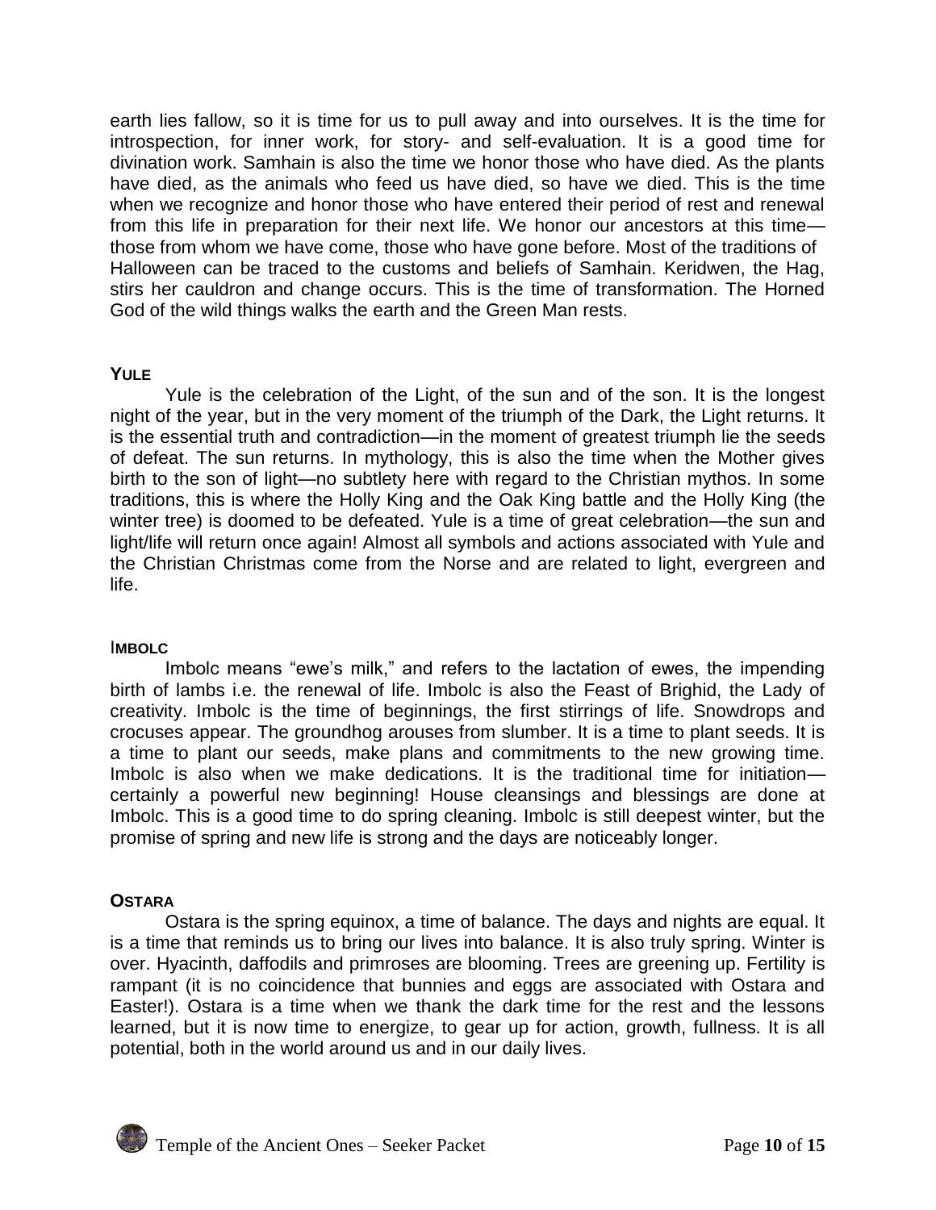earth lies fallow, so it is time for us to pull away and into ourselves. It is the time for introspection, for inner work, for story- and self-evaluation. It is a good time for divination work. Samhain is also the time we honor those who have died. As the plants have died, as the animals who feed us have died, so have we died. This is the time when we recognize and honor those who have entered their period of rest and renewal from this life in preparation for their next life. We honor our ancestors at this time—those from whom we have come, those who have gone before. Most of the traditions of Halloween can be traced to the customs and beliefs of Samhain. Keridwen, the Hag, stirs her cauldron and change occurs. This is the time of transformation. The Horned God of the wild things walks the earth and the Green Man rests.

### YULE

Yule is the celebration of the Light, of the sun and of the son. It is the longest night of the year, but in the very moment of the triumph of the Dark, the Light returns. It is the essential truth and contradiction—in the moment of greatest triumph lie the seeds of defeat. The sun returns. In mythology, this is also the time when the Mother gives birth to the son of light—no subtlety here with regard to the Christian mythos. In some traditions, this is where the Holly King and the Oak King battle and the Holly King (the winter tree) is doomed to be defeated. Yule is a time of great celebration—the sun and light/life will return once again! Almost all symbols and actions associated with Yule and the Christian Christmas come from the Norse and are related to light, evergreen and life.

### IMBOLC

Imbolc means "ewe's milk," and refers to the lactation of ewes, the impending birth of lambs i.e. the renewal of life. Imbolc is also the Feast of Brighid, the Lady of creativity. Imbolc is the time of beginnings, the first stirrings of life. Snowdrops and crocuses appear. The groundhog arouses from slumber. It is a time to plant seeds. It is a time to plant our seeds, make plans and commitments to the new growing time. Imbolc is also when we make dedications. It is the traditional time for initiation—certainly a powerful new beginning! House cleansings and blessings are done at Imbolc. This is a good time to do spring cleaning. Imbolc is still deepest winter, but the promise of spring and new life is strong and the days are noticeably longer.

### OSTARA

Ostara is the spring equinox, a time of balance. The days and nights are equal. It is a time that reminds us to bring our lives into balance. It is also truly spring. Winter is over. Hyacinth, daffodils and primroses are blooming. Trees are greening up. Fertility is rampant (it is no coincidence that bunnies and eggs are associated with Ostara and Easter!). Ostara is a time when we thank the dark time for the rest and the lessons learned, but it is now time to energize, to gear up for action, growth, fullness. It is all potential, both in the world around us and in our daily lives.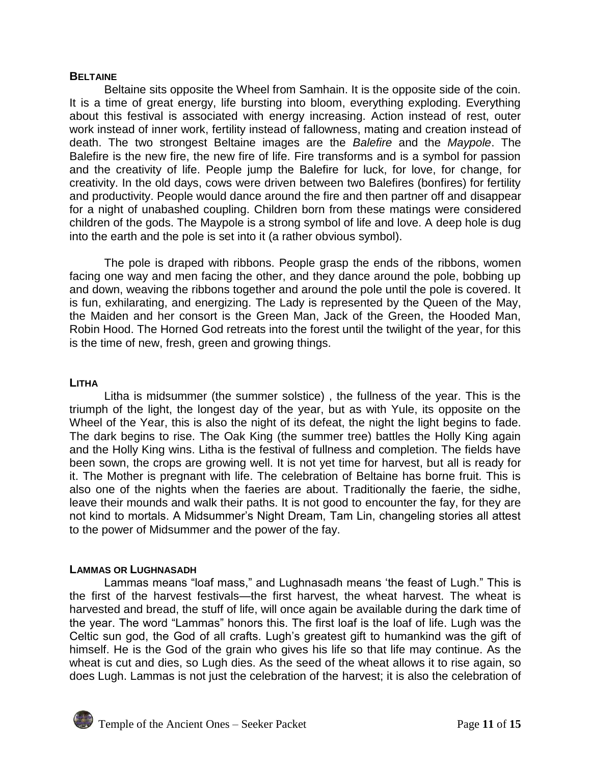### **BELTAINE**

Beltaine sits opposite the Wheel from Samhain. It is the opposite side of the coin. It is a time of great energy, life bursting into bloom, everything exploding. Everything about this festival is associated with energy increasing. Action instead of rest, outer work instead of inner work, fertility instead of fallowness, mating and creation instead of death. The two strongest Beltaine images are the *Balefire* and the *Maypole*. The Balefire is the new fire, the new fire of life. Fire transforms and is a symbol for passion and the creativity of life. People jump the Balefire for luck, for love, for change, for creativity. In the old days, cows were driven between two Balefires (bonfires) for fertility and productivity. People would dance around the fire and then partner off and disappear for a night of unabashed coupling. Children born from these matings were considered children of the gods. The Maypole is a strong symbol of life and love. A deep hole is dug into the earth and the pole is set into it (a rather obvious symbol).

The pole is draped with ribbons. People grasp the ends of the ribbons, women facing one way and men facing the other, and they dance around the pole, bobbing up and down, weaving the ribbons together and around the pole until the pole is covered. It is fun, exhilarating, and energizing. The Lady is represented by the Queen of the May, the Maiden and her consort is the Green Man, Jack of the Green, the Hooded Man, Robin Hood. The Horned God retreats into the forest until the twilight of the year, for this is the time of new, fresh, green and growing things.

### **LITHA**

Litha is midsummer (the summer solstice) , the fullness of the year. This is the triumph of the light, the longest day of the year, but as with Yule, its opposite on the Wheel of the Year, this is also the night of its defeat, the night the light begins to fade. The dark begins to rise. The Oak King (the summer tree) battles the Holly King again and the Holly King wins. Litha is the festival of fullness and completion. The fields have been sown, the crops are growing well. It is not yet time for harvest, but all is ready for it. The Mother is pregnant with life. The celebration of Beltaine has borne fruit. This is also one of the nights when the faeries are about. Traditionally the faerie, the sidhe, leave their mounds and walk their paths. It is not good to encounter the fay, for they are not kind to mortals. A Midsummer's Night Dream, Tam Lin, changeling stories all attest to the power of Midsummer and the power of the fay.

### **LAMMAS OR LUGHNASADH**

Lammas means "loaf mass," and Lughnasadh means 'the feast of Lugh." This is the first of the harvest festivals—the first harvest, the wheat harvest. The wheat is harvested and bread, the stuff of life, will once again be available during the dark time of the year. The word "Lammas" honors this. The first loaf is the loaf of life. Lugh was the Celtic sun god, the God of all crafts. Lugh's greatest gift to humankind was the gift of himself. He is the God of the grain who gives his life so that life may continue. As the wheat is cut and dies, so Lugh dies. As the seed of the wheat allows it to rise again, so does Lugh. Lammas is not just the celebration of the harvest; it is also the celebration of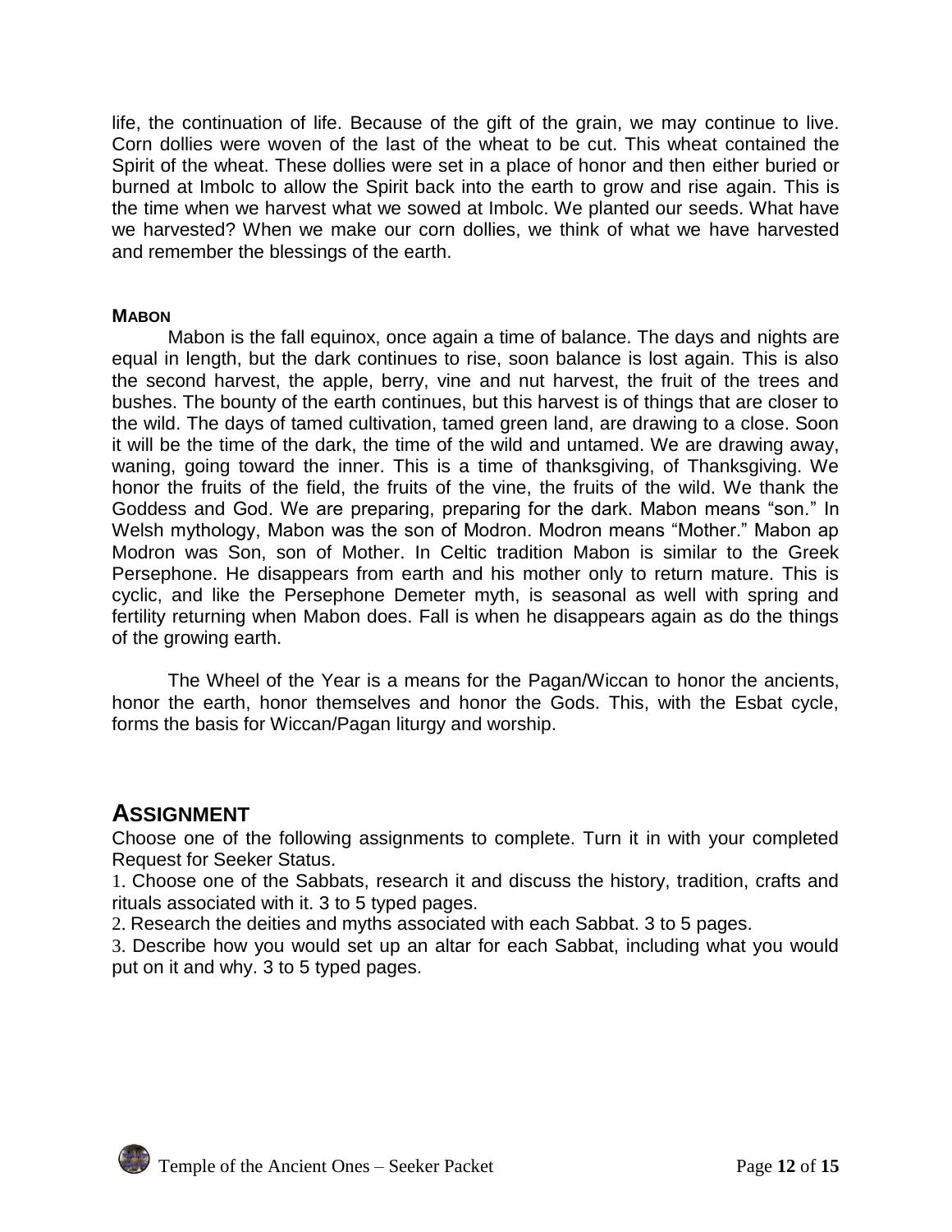life, the continuation of life. Because of the gift of the grain, we may continue to live. Corn dollies were woven of the last of the wheat to be cut. This wheat contained the Spirit of the wheat. These dollies were set in a place of honor and then either buried or burned at Imbolc to allow the Spirit back into the earth to grow and rise again. This is the time when we harvest what we sowed at Imbolc. We planted our seeds. What have we harvested? When we make our corn dollies, we think of what we have harvested and remember the blessings of the earth.

#### MABON

Mabon is the fall equinox, once again a time of balance. The days and nights are equal in length, but the dark continues to rise, soon balance is lost again. This is also the second harvest, the apple, berry, vine and nut harvest, the fruit of the trees and bushes. The bounty of the earth continues, but this harvest is of things that are closer to the wild. The days of tamed cultivation, tamed green land, are drawing to a close. Soon it will be the time of the dark, the time of the wild and untamed. We are drawing away, waning, going toward the inner. This is a time of thanksgiving, of Thanksgiving. We honor the fruits of the field, the fruits of the vine, the fruits of the wild. We thank the Goddess and God. We are preparing, preparing for the dark. Mabon means "son." In Welsh mythology, Mabon was the son of Modron. Modron means "Mother." Mabon ap Modron was Son, son of Mother. In Celtic tradition Mabon is similar to the Greek Persephone. He disappears from earth and his mother only to return mature. This is cyclic, and like the Persephone Demeter myth, is seasonal as well with spring and fertility returning when Mabon does. Fall is when he disappears again as do the things of the growing earth.

The Wheel of the Year is a means for the Pagan/Wiccan to honor the ancients, honor the earth, honor themselves and honor the Gods. This, with the Esbat cycle, forms the basis for Wiccan/Pagan liturgy and worship.

## ASSIGNMENT

Choose one of the following assignments to complete. Turn it in with your completed Request for Seeker Status.

1. Choose one of the Sabbats, research it and discuss the history, tradition, crafts and rituals associated with it. 3 to 5 typed pages.
2. Research the deities and myths associated with each Sabbat. 3 to 5 pages.
3. Describe how you would set up an altar for each Sabbat, including what you would put on it and why. 3 to 5 typed pages.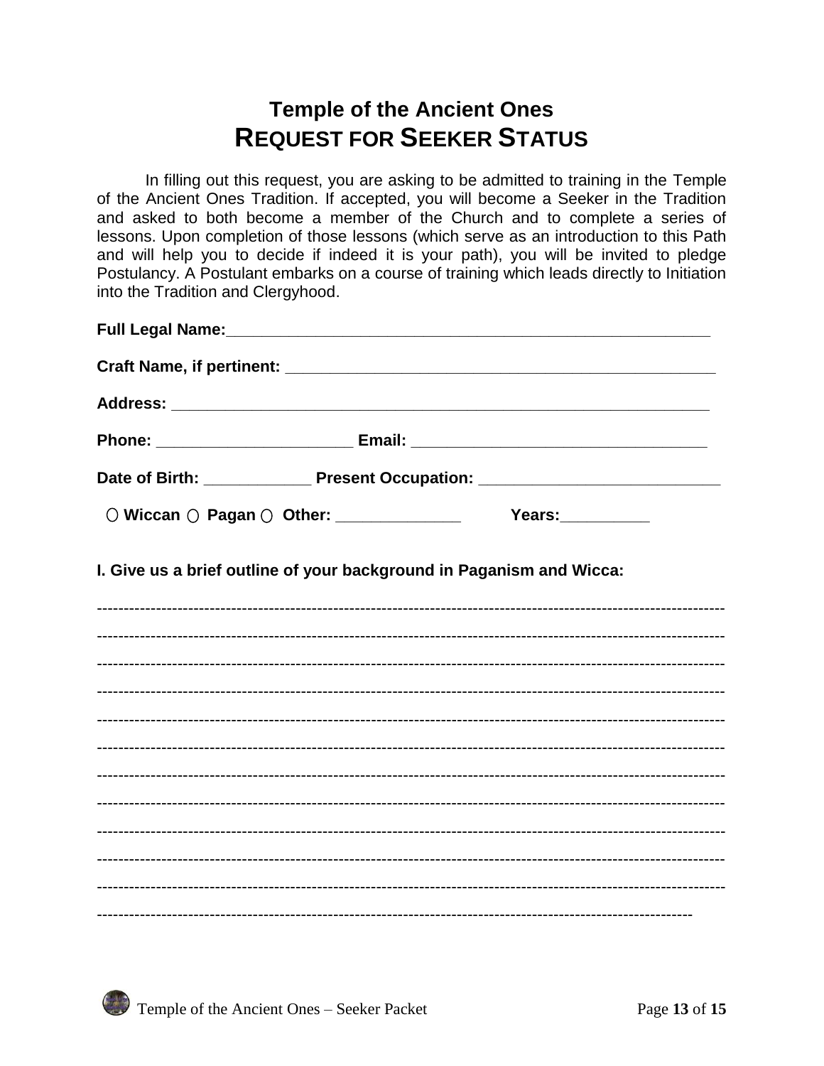# Temple of the Ancient Ones
## REQUEST FOR SEEKER STATUS

In filling out this request, you are asking to be admitted to training in the Temple of the Ancient Ones Tradition. If accepted, you will become a Seeker in the Tradition and asked to both become a member of the Church and to complete a series of lessons. Upon completion of those lessons (which serve as an introduction to this Path and will help you to decide if indeed it is your path), you will be invited to pledge Postulancy. A Postulant embarks on a course of training which leads directly to Initiation into the Tradition and Clergyhood.

**Full Legal Name:**___________________________________________________________

**Craft Name, if pertinent:** ____________________________________________________

**Address:** _________________________________________________________________

**Phone:** ______________________ **Email:** _________________________________

**Date of Birth:** ____________ **Present Occupation:** ___________________________

○ **Wiccan** ○ **Pagan** ○ **Other:** ______________ **Years:**__________

**I. Give us a brief outline of your background in Paganism and Wicca:**

--------------------------------------------------------------------------------------------------------------------

--------------------------------------------------------------------------------------------------------------------

--------------------------------------------------------------------------------------------------------------------

--------------------------------------------------------------------------------------------------------------------

--------------------------------------------------------------------------------------------------------------------

--------------------------------------------------------------------------------------------------------------------

--------------------------------------------------------------------------------------------------------------------

--------------------------------------------------------------------------------------------------------------------

--------------------------------------------------------------------------------------------------------------------

--------------------------------------------------------------------------------------------------------------------

--------------------------------------------------------------------------------------------------------------------

--------------------------------------------------------------------------------------------------------------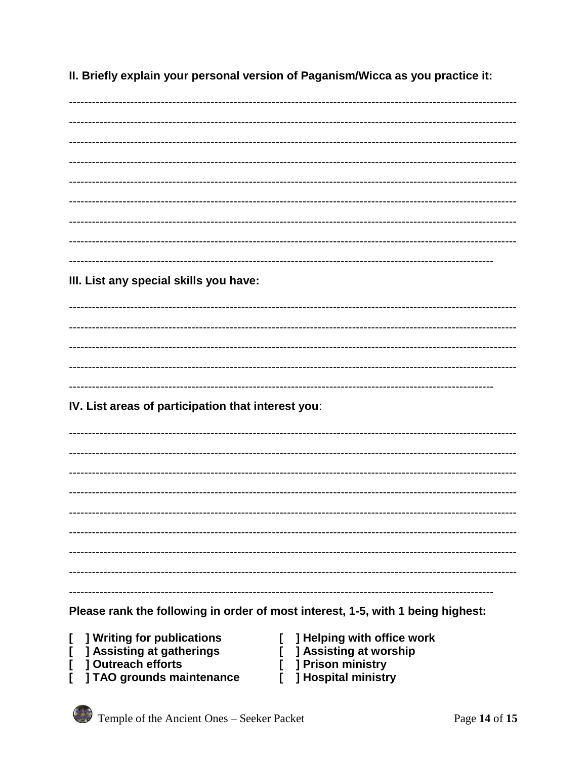**II. Briefly explain your personal version of Paganism/Wicca as you practice it:**

---

---

---

---

---

---

---

---

---

**III. List any special skills you have:**

---

---

---

---

---

**IV. List areas of participation that interest you**:

---

---

---

---

---

---

---

---

---

**Please rank the following in order of most interest, 1-5, with 1 being highest:**

**[ ] Writing for publications**
**[ ] Assisting at gatherings**
**[ ] Outreach efforts**
**[ ] TAO grounds maintenance**
**[ ] Helping with office work**
**[ ] Assisting at worship**
**[ ] Prison ministry**
**[ ] Hospital ministry**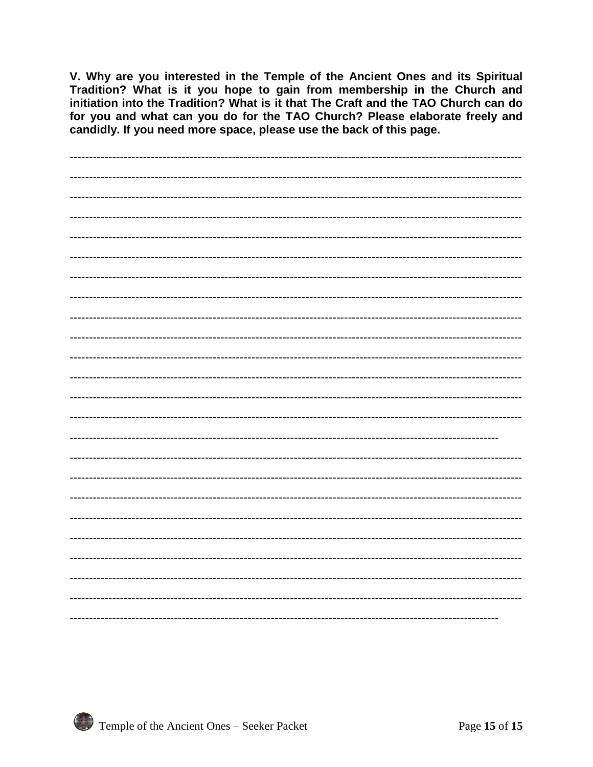**V. Why are you interested in the Temple of the Ancient Ones and its Spiritual Tradition? What is it you hope to gain from membership in the Church and initiation into the Tradition? What is it that The Craft and the TAO Church can do for you and what can you do for the TAO Church? Please elaborate freely and candidly. If you need more space, please use the back of this page.**

-----------------------------------------------------------------------------------------------------------------

-----------------------------------------------------------------------------------------------------------------

-----------------------------------------------------------------------------------------------------------------

-----------------------------------------------------------------------------------------------------------------

-----------------------------------------------------------------------------------------------------------------

-----------------------------------------------------------------------------------------------------------------

-----------------------------------------------------------------------------------------------------------------

-----------------------------------------------------------------------------------------------------------------

-----------------------------------------------------------------------------------------------------------------

-----------------------------------------------------------------------------------------------------------------

-----------------------------------------------------------------------------------------------------------------

-----------------------------------------------------------------------------------------------------------------

-----------------------------------------------------------------------------------------------------------------

-----------------------------------------------------------------------------------------------------------------

-----------------------------------------------------------------------------------------------------------

-----------------------------------------------------------------------------------------------------------------

-----------------------------------------------------------------------------------------------------------------

-----------------------------------------------------------------------------------------------------------------

-----------------------------------------------------------------------------------------------------------------

-----------------------------------------------------------------------------------------------------------------

-----------------------------------------------------------------------------------------------------------------

-----------------------------------------------------------------------------------------------------------------

-----------------------------------------------------------------------------------------------------------------

-----------------------------------------------------------------------------------------------------------